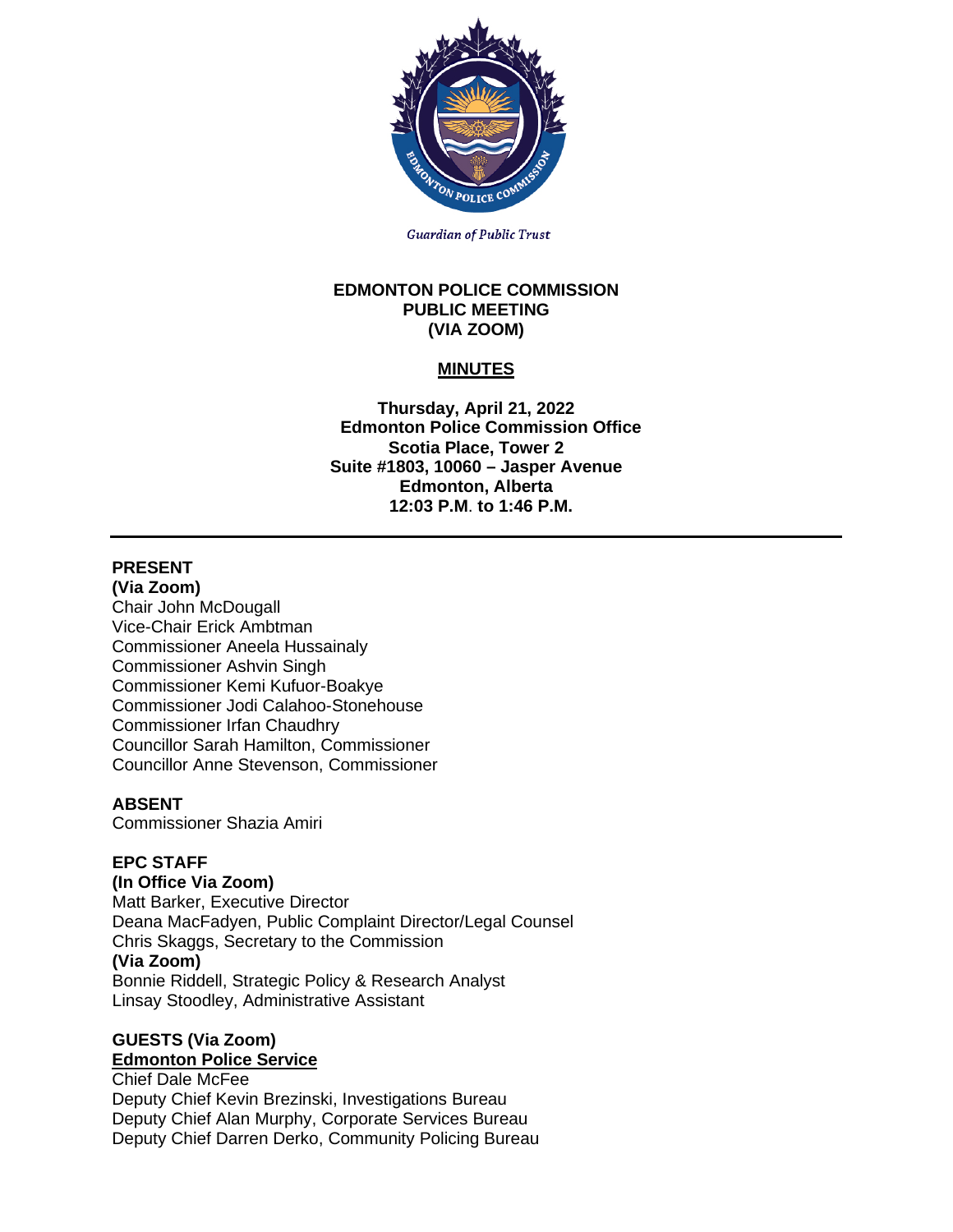Guardian of Public Trust

**EDMONTON POLICE COMMISSION**
**PUBLIC MEETING**
**(VIA ZOOM)**

**MINUTES**

**Thursday, April 21, 2022**
**Edmonton Police Commission Office**
**Scotia Place, Tower 2**
**Suite #1803, 10060 – Jasper Avenue**
**Edmonton, Alberta**
**12:03 P.M. to 1:46 P.M.**

---

**PRESENT**
**(Via Zoom)**
Chair John McDougall
Vice-Chair Erick Ambtman
Commissioner Aneela Hussainaly
Commissioner Ashvin Singh
Commissioner Kemi Kufuor-Boakye
Commissioner Jodi Calahoo-Stonehouse
Commissioner Irfan Chaudhry
Councillor Sarah Hamilton, Commissioner
Councillor Anne Stevenson, Commissioner

**ABSENT**
Commissioner Shazia Amiri

**EPC STAFF**
**(In Office Via Zoom)**
Matt Barker, Executive Director
Deana MacFadyen, Public Complaint Director/Legal Counsel
Chris Skaggs, Secretary to the Commission
**(Via Zoom)**
Bonnie Riddell, Strategic Policy & Research Analyst
Linsay Stoodley, Administrative Assistant

**GUESTS (Via Zoom)**
**Edmonton Police Service**
Chief Dale McFee
Deputy Chief Kevin Brezinski, Investigations Bureau
Deputy Chief Alan Murphy, Corporate Services Bureau
Deputy Chief Darren Derko, Community Policing Bureau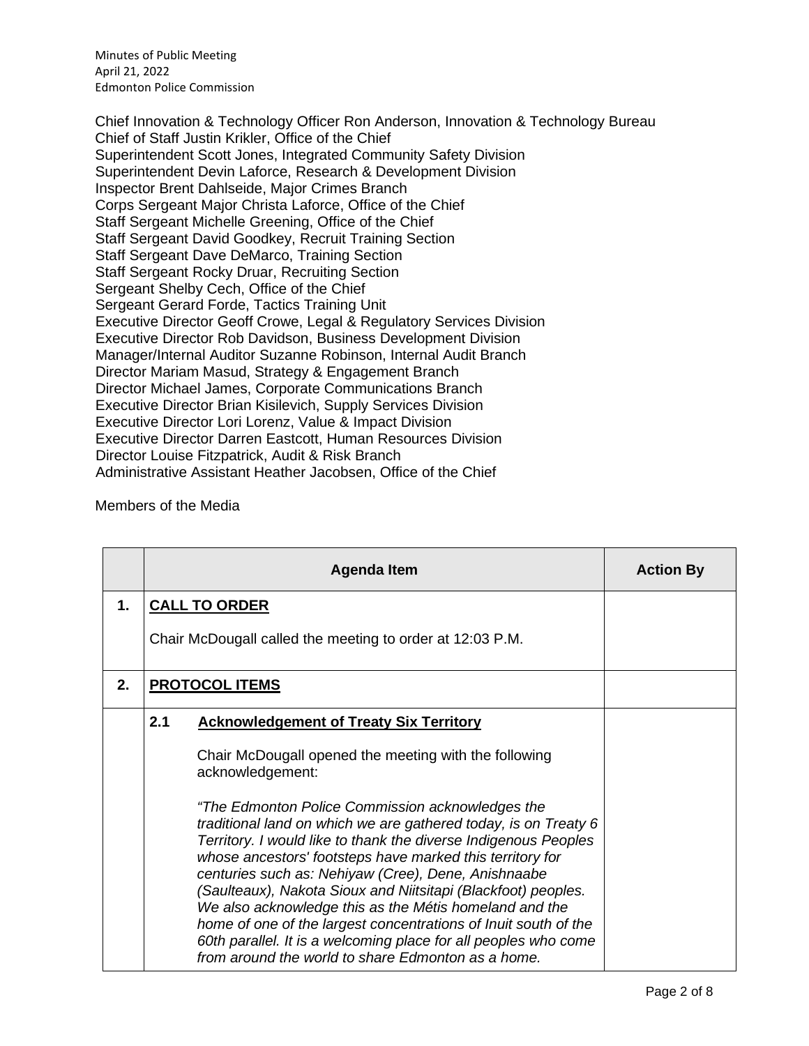Chief Innovation & Technology Officer Ron Anderson, Innovation & Technology Bureau
Chief of Staff Justin Krikler, Office of the Chief
Superintendent Scott Jones, Integrated Community Safety Division
Superintendent Devin Laforce, Research & Development Division
Inspector Brent Dahlseide, Major Crimes Branch
Corps Sergeant Major Christa Laforce, Office of the Chief
Staff Sergeant Michelle Greening, Office of the Chief
Staff Sergeant David Goodkey, Recruit Training Section
Staff Sergeant Dave DeMarco, Training Section
Staff Sergeant Rocky Druar, Recruiting Section
Sergeant Shelby Cech, Office of the Chief
Sergeant Gerard Forde, Tactics Training Unit
Executive Director Geoff Crowe, Legal & Regulatory Services Division
Executive Director Rob Davidson, Business Development Division
Manager/Internal Auditor Suzanne Robinson, Internal Audit Branch
Director Mariam Masud, Strategy & Engagement Branch
Director Michael James, Corporate Communications Branch
Executive Director Brian Kisilevich, Supply Services Division
Executive Director Lori Lorenz, Value & Impact Division
Executive Director Darren Eastcott, Human Resources Division
Director Louise Fitzpatrick, Audit & Risk Branch
Administrative Assistant Heather Jacobsen, Office of the Chief

Members of the Media

| | Agenda Item | Action By |
|---|---|---|
| **1.** | **CALL TO ORDER**<br><br>Chair McDougall called the meeting to order at 12:03 P.M. | |
| **2.** | **PROTOCOL ITEMS** | |
| | **2.1 Acknowledgement of Treaty Six Territory**<br><br>Chair McDougall opened the meeting with the following acknowledgement:<br><br>*"The Edmonton Police Commission acknowledges the traditional land on which we are gathered today, is on Treaty 6 Territory. I would like to thank the diverse Indigenous Peoples whose ancestors' footsteps have marked this territory for centuries such as: Nehiyaw (Cree), Dene, Anishnaabe (Saulteaux), Nakota Sioux and Niitsitapi (Blackfoot) peoples. We also acknowledge this as the Métis homeland and the home of one of the largest concentrations of Inuit south of the 60th parallel. It is a welcoming place for all peoples who come from around the world to share Edmonton as a home.* | |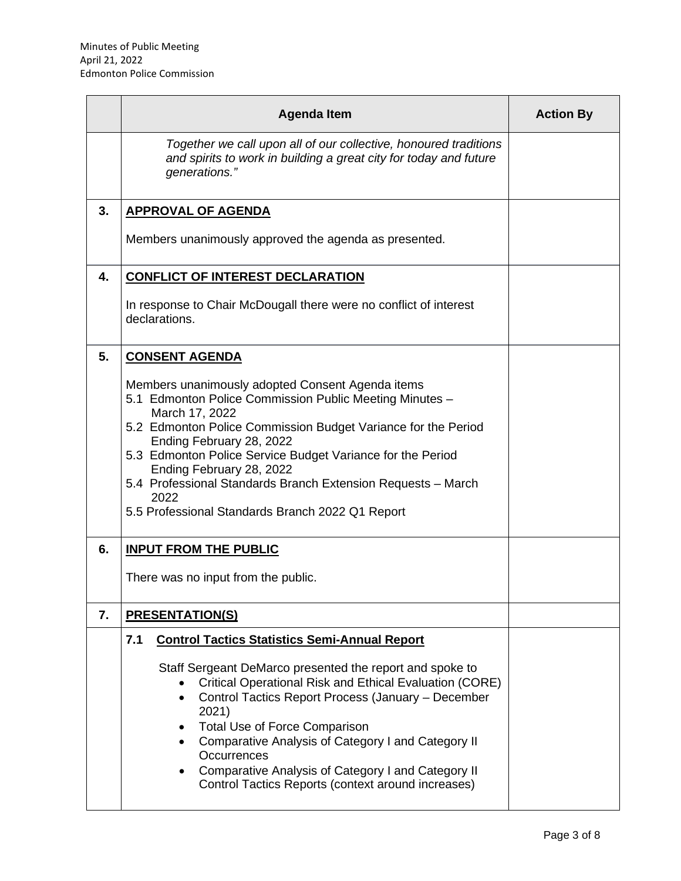| | Agenda Item | Action By |
|---|---|---|
| | *Together we call upon all of our collective, honoured traditions and spirits to work in building a great city for today and future generations."* | |
| **3.** | **APPROVAL OF AGENDA**<br><br>Members unanimously approved the agenda as presented. | |
| **4.** | **CONFLICT OF INTEREST DECLARATION**<br><br>In response to Chair McDougall there were no conflict of interest declarations. | |
| **5.** | **CONSENT AGENDA**<br><br>Members unanimously adopted Consent Agenda items<br>5.1 Edmonton Police Commission Public Meeting Minutes – March 17, 2022<br>5.2 Edmonton Police Commission Budget Variance for the Period Ending February 28, 2022<br>5.3 Edmonton Police Service Budget Variance for the Period Ending February 28, 2022<br>5.4 Professional Standards Branch Extension Requests – March 2022<br>5.5 Professional Standards Branch 2022 Q1 Report | |
| **6.** | **INPUT FROM THE PUBLIC**<br><br>There was no input from the public. | |
| **7.** | **PRESENTATION(S)** | |
| | **7.1 Control Tactics Statistics Semi-Annual Report**<br><br>Staff Sergeant DeMarco presented the report and spoke to<br>• Critical Operational Risk and Ethical Evaluation (CORE)<br>• Control Tactics Report Process (January – December 2021)<br>• Total Use of Force Comparison<br>• Comparative Analysis of Category I and Category II Occurrences<br>• Comparative Analysis of Category I and Category II Control Tactics Reports (context around increases) | |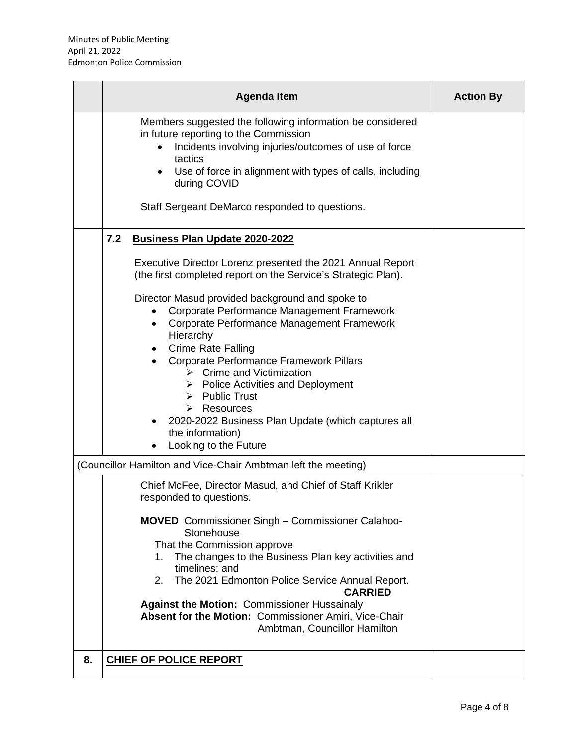| | Agenda Item | Action By |
|---|---|---|
| | Members suggested the following information be considered in future reporting to the Commission<br>• Incidents involving injuries/outcomes of use of force tactics<br>• Use of force in alignment with types of calls, including during COVID<br><br>Staff Sergeant DeMarco responded to questions. | |
| | **7.2 Business Plan Update 2020-2022**<br><br>Executive Director Lorenz presented the 2021 Annual Report (the first completed report on the Service's Strategic Plan).<br><br>Director Masud provided background and spoke to<br>• Corporate Performance Management Framework<br>• Corporate Performance Management Framework Hierarchy<br>• Crime Rate Falling<br>• Corporate Performance Framework Pillars<br>  ➢ Crime and Victimization<br>  ➢ Police Activities and Deployment<br>  ➢ Public Trust<br>  ➢ Resources<br>• 2020-2022 Business Plan Update (which captures all the information)<br>• Looking to the Future | |
| (Councillor Hamilton and Vice-Chair Ambtman left the meeting) | | |
| | Chief McFee, Director Masud, and Chief of Staff Krikler responded to questions.<br><br>**MOVED** Commissioner Singh – Commissioner Calahoo-Stonehouse<br>That the Commission approve<br>1. The changes to the Business Plan key activities and timelines; and<br>2. The 2021 Edmonton Police Service Annual Report.<br>**CARRIED**<br>**Against the Motion:** Commissioner Hussainaly<br>**Absent for the Motion:** Commissioner Amiri, Vice-Chair Ambtman, Councillor Hamilton | |
| **8.** | **CHIEF OF POLICE REPORT** | |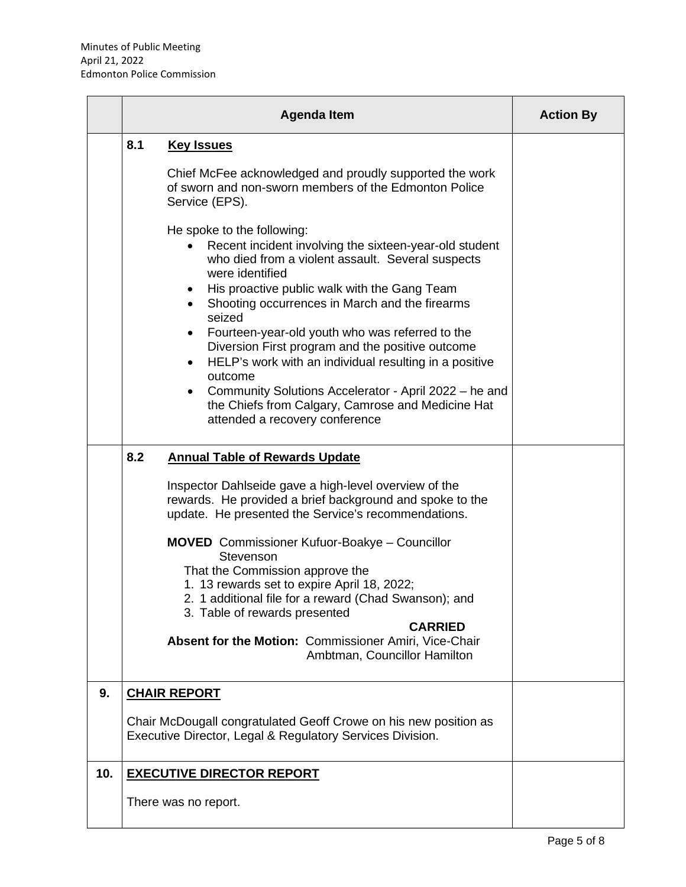| | Agenda Item | Action By |
|---|---|---|
| | **8.1 Key Issues**<br><br>Chief McFee acknowledged and proudly supported the work of sworn and non-sworn members of the Edmonton Police Service (EPS).<br><br>He spoke to the following:<br>• Recent incident involving the sixteen-year-old student who died from a violent assault. Several suspects were identified<br>• His proactive public walk with the Gang Team<br>• Shooting occurrences in March and the firearms seized<br>• Fourteen-year-old youth who was referred to the Diversion First program and the positive outcome<br>• HELP's work with an individual resulting in a positive outcome<br>• Community Solutions Accelerator - April 2022 – he and the Chiefs from Calgary, Camrose and Medicine Hat attended a recovery conference | |
| | **8.2 Annual Table of Rewards Update**<br><br>Inspector Dahlseide gave a high-level overview of the rewards. He provided a brief background and spoke to the update. He presented the Service's recommendations.<br><br>**MOVED** Commissioner Kufuor-Boakye – Councillor Stevenson<br>That the Commission approve the<br>1. 13 rewards set to expire April 18, 2022;<br>2. 1 additional file for a reward (Chad Swanson); and<br>3. Table of rewards presented<br>**CARRIED**<br>**Absent for the Motion:** Commissioner Amiri, Vice-Chair Ambtman, Councillor Hamilton | |
| **9.** | **CHAIR REPORT**<br><br>Chair McDougall congratulated Geoff Crowe on his new position as Executive Director, Legal & Regulatory Services Division. | |
| **10.** | **EXECUTIVE DIRECTOR REPORT**<br><br>There was no report. | |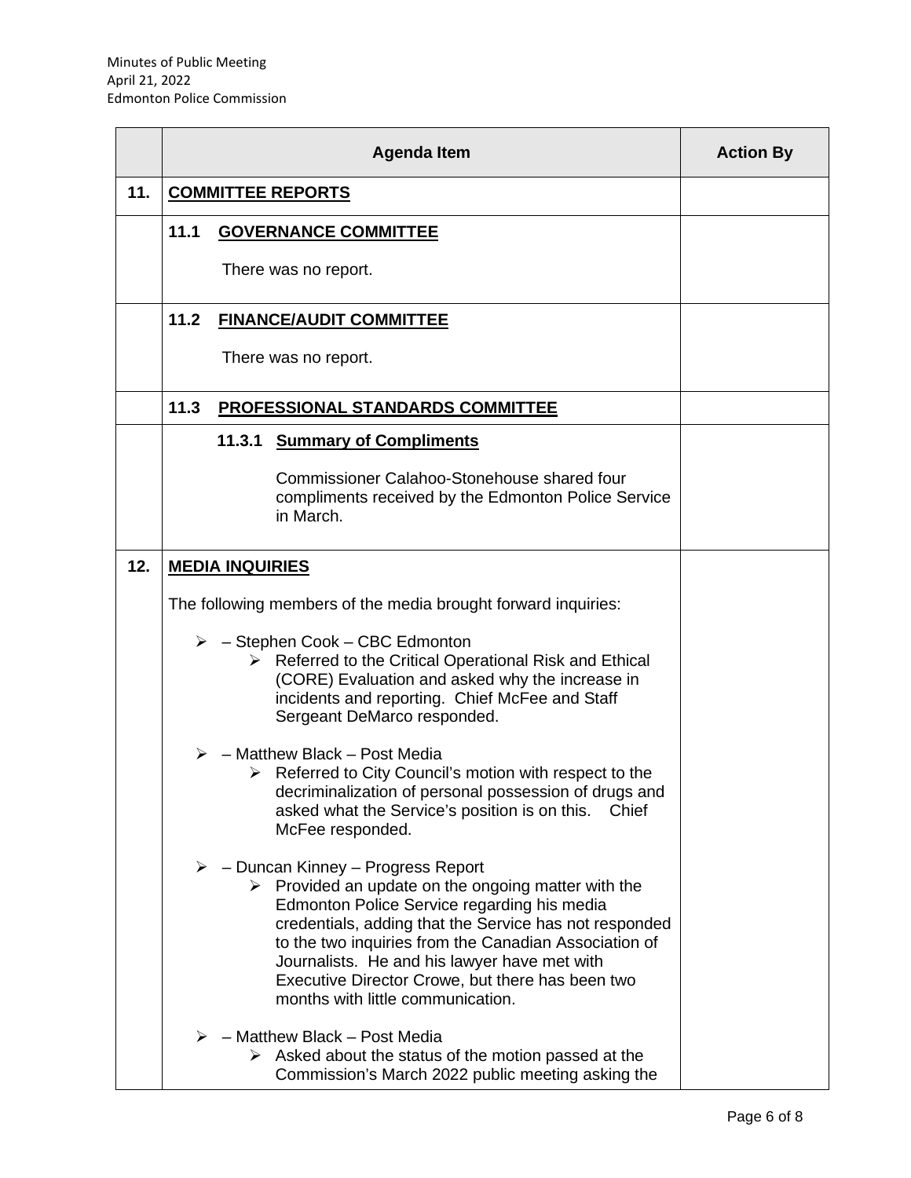| | Agenda Item | Action By |
|---|---|---|
| **11.** | **COMMITTEE REPORTS** | |
| | **11.1 GOVERNANCE COMMITTEE**<br><br>There was no report. | |
| | **11.2 FINANCE/AUDIT COMMITTEE**<br><br>There was no report. | |
| | **11.3 PROFESSIONAL STANDARDS COMMITTEE** | |
| | **11.3.1 Summary of Compliments**<br><br>Commissioner Calahoo-Stonehouse shared four compliments received by the Edmonton Police Service in March. | |
| **12.** | **MEDIA INQUIRIES**<br><br>The following members of the media brought forward inquiries:<br><br>➢ – Stephen Cook – CBC Edmonton<br>➢ Referred to the Critical Operational Risk and Ethical (CORE) Evaluation and asked why the increase in incidents and reporting. Chief McFee and Staff Sergeant DeMarco responded.<br><br>➢ – Matthew Black – Post Media<br>➢ Referred to City Council's motion with respect to the decriminalization of personal possession of drugs and asked what the Service's position is on this. Chief McFee responded.<br><br>➢ – Duncan Kinney – Progress Report<br>➢ Provided an update on the ongoing matter with the Edmonton Police Service regarding his media credentials, adding that the Service has not responded to the two inquiries from the Canadian Association of Journalists. He and his lawyer have met with Executive Director Crowe, but there has been two months with little communication.<br><br>➢ – Matthew Black – Post Media<br>➢ Asked about the status of the motion passed at the Commission's March 2022 public meeting asking the | |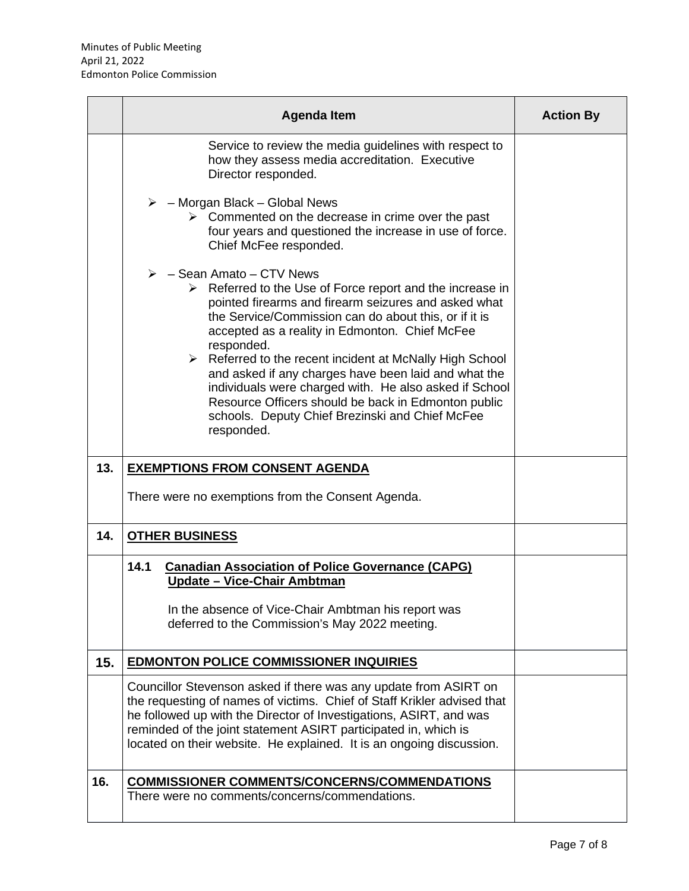| | Agenda Item | Action By |
|---|---|---|
| | Service to review the media guidelines with respect to how they assess media accreditation. Executive Director responded.<br><br>➢ – Morgan Black – Global News<br>&nbsp;&nbsp;&nbsp;&nbsp;➢ Commented on the decrease in crime over the past four years and questioned the increase in use of force. Chief McFee responded.<br><br>➢ – Sean Amato – CTV News<br>&nbsp;&nbsp;&nbsp;&nbsp;➢ Referred to the Use of Force report and the increase in pointed firearms and firearm seizures and asked what the Service/Commission can do about this, or if it is accepted as a reality in Edmonton. Chief McFee responded.<br>&nbsp;&nbsp;&nbsp;&nbsp;➢ Referred to the recent incident at McNally High School and asked if any charges have been laid and what the individuals were charged with. He also asked if School Resource Officers should be back in Edmonton public schools. Deputy Chief Brezinski and Chief McFee responded. | |
| **13.** | **<u>EXEMPTIONS FROM CONSENT AGENDA</u>**<br><br>There were no exemptions from the Consent Agenda. | |
| **14.** | **<u>OTHER BUSINESS</u>** | |
| | **14.1 <u>Canadian Association of Police Governance (CAPG) Update – Vice-Chair Ambtman</u>**<br><br>In the absence of Vice-Chair Ambtman his report was deferred to the Commission's May 2022 meeting. | |
| **15.** | **<u>EDMONTON POLICE COMMISSIONER INQUIRIES</u>** | |
| | Councillor Stevenson asked if there was any update from ASIRT on the requesting of names of victims. Chief of Staff Krikler advised that he followed up with the Director of Investigations, ASIRT, and was reminded of the joint statement ASIRT participated in, which is located on their website. He explained. It is an ongoing discussion. | |
| **16.** | **<u>COMMISSIONER COMMENTS/CONCERNS/COMMENDATIONS</u>**<br>There were no comments/concerns/commendations. | |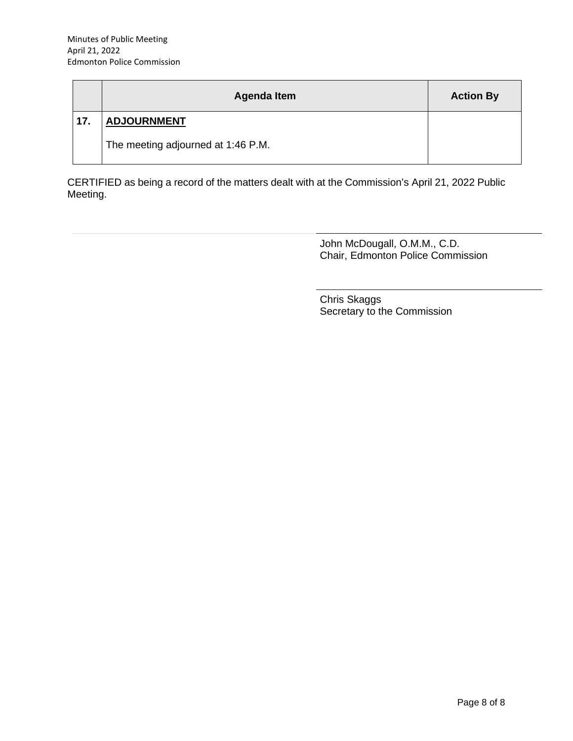| | Agenda Item | Action By |
|---|---|---|
| **17.** | **ADJOURNMENT**<br><br>The meeting adjourned at 1:46 P.M. | |

CERTIFIED as being a record of the matters dealt with at the Commission's April 21, 2022 Public Meeting.

John McDougall, O.M.M., C.D.
Chair, Edmonton Police Commission

Chris Skaggs
Secretary to the Commission